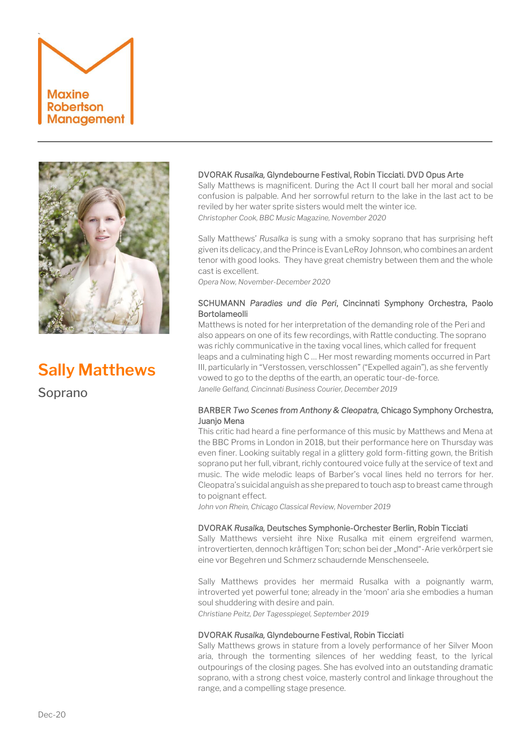Maxine Robertson Management

# Sally Matthews

Soprano

**DVORAK *Rusalka,* Glyndebourne Festival, Robin Ticciati. DVD Opus Arte**

Sally Matthews is magnificent. During the Act II court ball her moral and social confusion is palpable. And her sorrowful return to the lake in the last act to be reviled by her water sprite sisters would melt the winter ice.

*Christopher Cook, BBC Music Magazine, November 2020*

Sally Matthews' *Rusalka* is sung with a smoky soprano that has surprising heft given its delicacy, and the Prince is Evan LeRoy Johnson, who combines an ardent tenor with good looks. They have great chemistry between them and the whole cast is excellent.

*Opera Now, November-December 2020*

**SCHUMANN *Paradies und die Peri*, Cincinnati Symphony Orchestra, Paolo Bortolameolli**

Matthews is noted for her interpretation of the demanding role of the Peri and also appears on one of its few recordings, with Rattle conducting. The soprano was richly communicative in the taxing vocal lines, which called for frequent leaps and a culminating high C … Her most rewarding moments occurred in Part III, particularly in "Verstossen, verschlossen" ("Expelled again"), as she fervently vowed to go to the depths of the earth, an operatic tour-de-force.

*Janelle Gelfand, Cincinnati Business Courier, December 2019*

**BARBER *Two Scenes from Anthony & Cleopatra,* Chicago Symphony Orchestra, Juanjo Mena**

This critic had heard a fine performance of this music by Matthews and Mena at the BBC Proms in London in 2018, but their performance here on Thursday was even finer. Looking suitably regal in a glittery gold form-fitting gown, the British soprano put her full, vibrant, richly contoured voice fully at the service of text and music. The wide melodic leaps of Barber's vocal lines held no terrors for her. Cleopatra's suicidal anguish as she prepared to touch asp to breast came through to poignant effect.

*John von Rhein, Chicago Classical Review, November 2019*

**DVORAK *Rusalka,* Deutsches Symphonie-Orchester Berlin, Robin Ticciati**

Sally Matthews versieht ihre Nixe Rusalka mit einem ergreifend warmen, introvertierten, dennoch kräftigen Ton; schon bei der „Mond"-Arie verkörpert sie eine vor Begehren und Schmerz schaudernde Menschenseele.

Sally Matthews provides her mermaid Rusalka with a poignantly warm, introverted yet powerful tone; already in the 'moon' aria she embodies a human soul shuddering with desire and pain.

*Christiane Peitz, Der Tagesspiegel, September 2019*

**DVORAK *Rusalka,* Glyndebourne Festival, Robin Ticciati**

Sally Matthews grows in stature from a lovely performance of her Silver Moon aria, through the tormenting silences of her wedding feast, to the lyrical outpourings of the closing pages. She has evolved into an outstanding dramatic soprano, with a strong chest voice, masterly control and linkage throughout the range, and a compelling stage presence.

Dec-20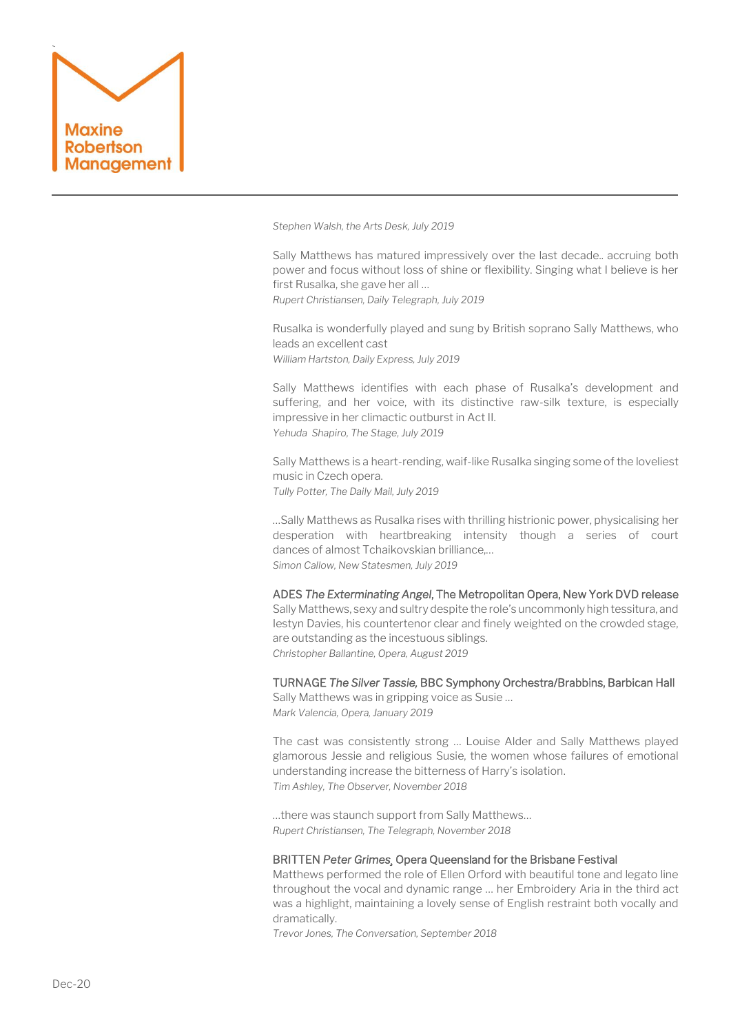*Stephen Walsh, the Arts Desk, July 2019*

Sally Matthews has matured impressively over the last decade.. accruing both power and focus without loss of shine or flexibility. Singing what I believe is her first Rusalka, she gave her all …
*Rupert Christiansen, Daily Telegraph, July 2019*

Rusalka is wonderfully played and sung by British soprano Sally Matthews, who leads an excellent cast
*William Hartston, Daily Express, July 2019*

Sally Matthews identifies with each phase of Rusalka's development and suffering, and her voice, with its distinctive raw-silk texture, is especially impressive in her climactic outburst in Act II.
*Yehuda Shapiro, The Stage, July 2019*

Sally Matthews is a heart-rending, waif-like Rusalka singing some of the loveliest music in Czech opera.
*Tully Potter, The Daily Mail, July 2019*

…Sally Matthews as Rusalka rises with thrilling histrionic power, physicalising her desperation with heartbreaking intensity though a series of court dances of almost Tchaikovskian brilliance,…
*Simon Callow, New Statesmen, July 2019*

ADES *The Exterminating Angel*, The Metropolitan Opera, New York DVD release
Sally Matthews, sexy and sultry despite the role's uncommonly high tessitura, and Iestyn Davies, his countertenor clear and finely weighted on the crowded stage, are outstanding as the incestuous siblings.
*Christopher Ballantine, Opera, August 2019*

TURNAGE *The Silver Tassie,* BBC Symphony Orchestra/Brabbins, Barbican Hall
Sally Matthews was in gripping voice as Susie …
*Mark Valencia, Opera, January 2019*

The cast was consistently strong … Louise Alder and Sally Matthews played glamorous Jessie and religious Susie, the women whose failures of emotional understanding increase the bitterness of Harry's isolation.
*Tim Ashley, The Observer, November 2018*

…there was staunch support from Sally Matthews…
*Rupert Christiansen, The Telegraph, November 2018*

BRITTEN *Peter Grimes*, Opera Queensland for the Brisbane Festival
Matthews performed the role of Ellen Orford with beautiful tone and legato line throughout the vocal and dynamic range … her Embroidery Aria in the third act was a highlight, maintaining a lovely sense of English restraint both vocally and dramatically.
*Trevor Jones, The Conversation, September 2018*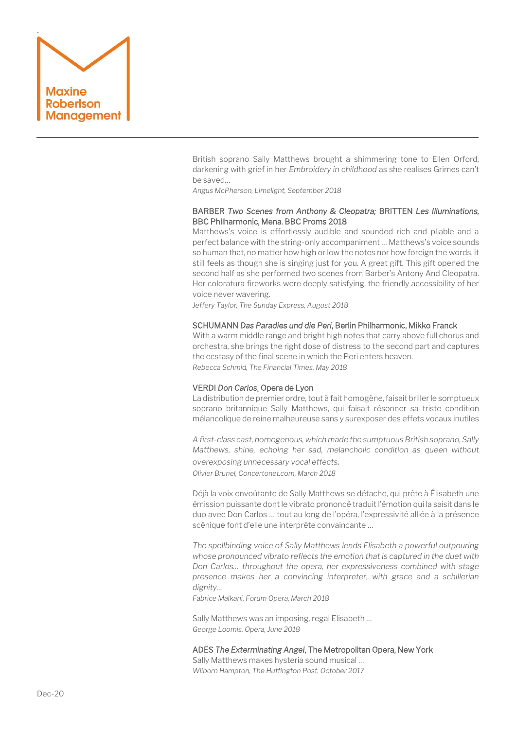British soprano Sally Matthews brought a shimmering tone to Ellen Orford, darkening with grief in her *Embroidery in childhood* as she realises Grimes can't be saved…
*Angus McPherson, Limelight, September 2018*

BARBER *Two Scenes from Anthony & Cleopatra;* BRITTEN *Les Illuminations*, BBC Philharmonic, Mena. BBC Proms 2018
Matthews's voice is effortlessly audible and sounded rich and pliable and a perfect balance with the string-only accompaniment … Matthews's voice sounds so human that, no matter how high or low the notes nor how foreign the words, it still feels as though she is singing just for you. A great gift. This gift opened the second half as she performed two scenes from Barber's Antony And Cleopatra. Her coloratura fireworks were deeply satisfying, the friendly accessibility of her voice never wavering.
*Jeffery Taylor, The Sunday Express, August 2018*

SCHUMANN *Das Paradies und die Peri*, Berlin Philharmonic, Mikko Franck
With a warm middle range and bright high notes that carry above full chorus and orchestra, she brings the right dose of distress to the second part and captures the ecstasy of the final scene in which the Peri enters heaven.
*Rebecca Schmid, The Financial Times, May 2018*

VERDI *Don Carlos*, Opera de Lyon
La distribution de premier ordre, tout à fait homogène, faisait briller le somptueux soprano britannique Sally Matthews, qui faisait résonner sa triste condition mélancolique de reine malheureuse sans y surexposer des effets vocaux inutiles

*A first-class cast, homogenous, which made the sumptuous British soprano, Sally Matthews, shine, echoing her sad, melancholic condition as queen without overexposing unnecessary vocal effects.*
*Olivier Brunel, Concertonet.com, March 2018*

Déjà la voix envoûtante de Sally Matthews se détache, qui prête à Élisabeth une émission puissante dont le vibrato prononcé traduit l'émotion qui la saisit dans le duo avec Don Carlos … tout au long de l'opéra, l'expressivité alliée à la présence scénique font d'elle une interprète convaincante …

*The spellbinding voice of Sally Matthews lends Elisabeth a powerful outpouring whose pronounced vibrato reflects the emotion that is captured in the duet with Don Carlos… throughout the opera, her expressiveness combined with stage presence makes her a convincing interpreter, with grace and a schillerian dignity…*
*Fabrice Malkani, Forum Opera, March 2018*

Sally Matthews was an imposing, regal Elisabeth …
*George Loomis, Opera, June 2018*

ADES *The Exterminating Angel*, The Metropolitan Opera, New York
Sally Matthews makes hysteria sound musical …
*Wilborn Hampton, The Huffington Post, October 2017*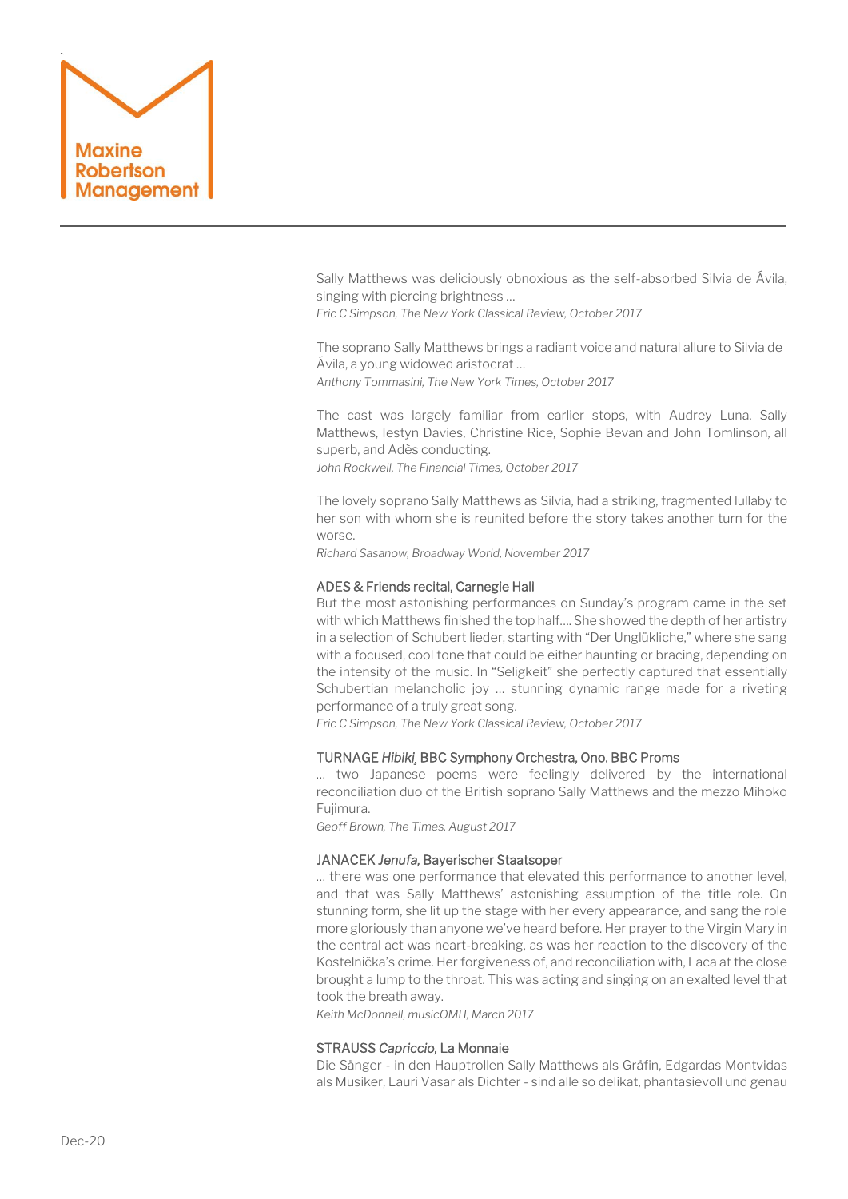Sally Matthews was deliciously obnoxious as the self-absorbed Silvia de Ávila, singing with piercing brightness …
*Eric C Simpson, The New York Classical Review, October 2017*

The soprano Sally Matthews brings a radiant voice and natural allure to Silvia de Ávila, a young widowed aristocrat …
*Anthony Tommasini, The New York Times, October 2017*

The cast was largely familiar from earlier stops, with Audrey Luna, Sally Matthews, Iestyn Davies, Christine Rice, Sophie Bevan and John Tomlinson, all superb, and Adès conducting.
*John Rockwell, The Financial Times, October 2017*

The lovely soprano Sally Matthews as Silvia, had a striking, fragmented lullaby to her son with whom she is reunited before the story takes another turn for the worse.
*Richard Sasanow, Broadway World, November 2017*

ADES & Friends recital, Carnegie Hall
But the most astonishing performances on Sunday's program came in the set with which Matthews finished the top half.... She showed the depth of her artistry in a selection of Schubert lieder, starting with "Der Unglükliche," where she sang with a focused, cool tone that could be either haunting or bracing, depending on the intensity of the music. In "Seligkeit" she perfectly captured that essentially Schubertian melancholic joy … stunning dynamic range made for a riveting performance of a truly great song.
*Eric C Simpson, The New York Classical Review, October 2017*

TURNAGE *Hibiki*, BBC Symphony Orchestra, Ono. BBC Proms
… two Japanese poems were feelingly delivered by the international reconciliation duo of the British soprano Sally Matthews and the mezzo Mihoko Fujimura.
*Geoff Brown, The Times, August 2017*

JANACEK *Jenufa,* Bayerischer Staatsoper
… there was one performance that elevated this performance to another level, and that was Sally Matthews' astonishing assumption of the title role. On stunning form, she lit up the stage with her every appearance, and sang the role more gloriously than anyone we've heard before. Her prayer to the Virgin Mary in the central act was heart-breaking, as was her reaction to the discovery of the Kostelnička's crime. Her forgiveness of, and reconciliation with, Laca at the close brought a lump to the throat. This was acting and singing on an exalted level that took the breath away.
*Keith McDonnell, musicOMH, March 2017*

STRAUSS *Capriccio,* La Monnaie
Die Sänger - in den Hauptrollen Sally Matthews als Gräfin, Edgardas Montvidas als Musiker, Lauri Vasar als Dichter - sind alle so delikat, phantasievoll und genau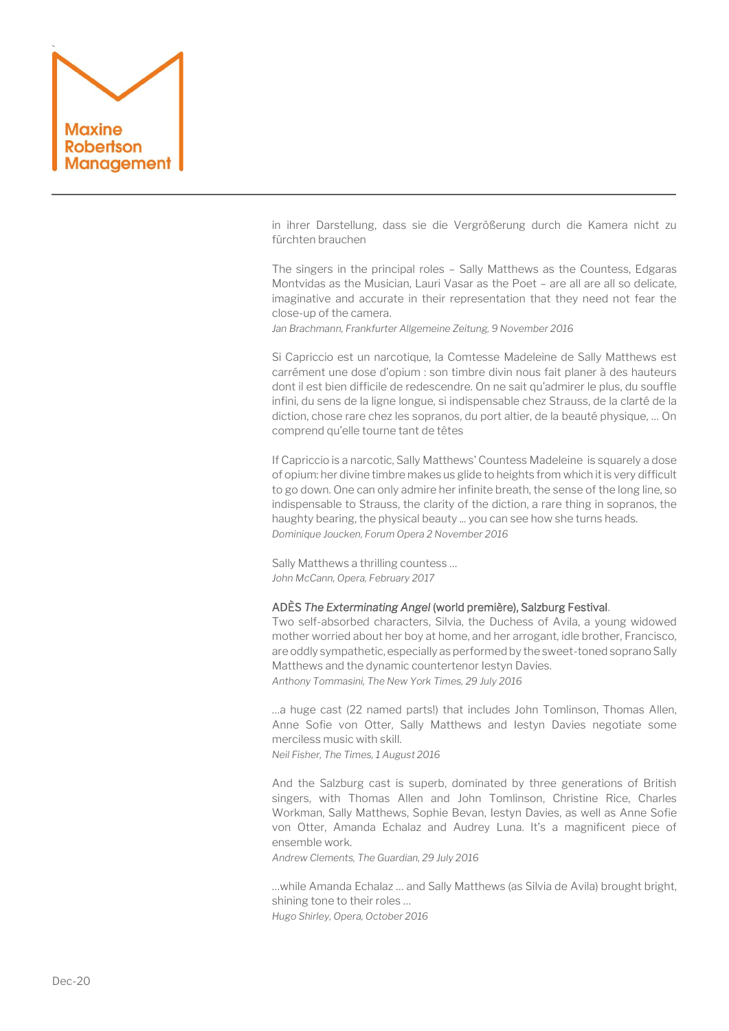in ihrer Darstellung, dass sie die Vergrößerung durch die Kamera nicht zu fürchten brauchen

The singers in the principal roles – Sally Matthews as the Countess, Edgaras Montvidas as the Musician, Lauri Vasar as the Poet – are all are all so delicate, imaginative and accurate in their representation that they need not fear the close-up of the camera.
*Jan Brachmann, Frankfurter Allgemeine Zeitung, 9 November 2016*

Si Capriccio est un narcotique, la Comtesse Madeleine de Sally Matthews est carrément une dose d'opium : son timbre divin nous fait planer à des hauteurs dont il est bien difficile de redescendre. On ne sait qu'admirer le plus, du souffle infini, du sens de la ligne longue, si indispensable chez Strauss, de la clarté de la diction, chose rare chez les sopranos, du port altier, de la beauté physique, … On comprend qu'elle tourne tant de têtes

If Capriccio is a narcotic, Sally Matthews' Countess Madeleine is squarely a dose of opium: her divine timbre makes us glide to heights from which it is very difficult to go down. One can only admire her infinite breath, the sense of the long line, so indispensable to Strauss, the clarity of the diction, a rare thing in sopranos, the haughty bearing, the physical beauty … you can see how she turns heads.
*Dominique Joucken, Forum Opera 2 November 2016*

Sally Matthews a thrilling countess …
*John McCann, Opera, February 2017*

ADÈS *The Exterminating Angel* (world première), Salzburg Festival.
Two self-absorbed characters, Silvia, the Duchess of Avila, a young widowed mother worried about her boy at home, and her arrogant, idle brother, Francisco, are oddly sympathetic, especially as performed by the sweet-toned soprano Sally Matthews and the dynamic countertenor Iestyn Davies.
*Anthony Tommasini, The New York Times, 29 July 2016*

…a huge cast (22 named parts!) that includes John Tomlinson, Thomas Allen, Anne Sofie von Otter, Sally Matthews and Iestyn Davies negotiate some merciless music with skill.
*Neil Fisher, The Times, 1 August 2016*

And the Salzburg cast is superb, dominated by three generations of British singers, with Thomas Allen and John Tomlinson, Christine Rice, Charles Workman, Sally Matthews, Sophie Bevan, Iestyn Davies, as well as Anne Sofie von Otter, Amanda Echalaz and Audrey Luna. It's a magnificent piece of ensemble work.
*Andrew Clements, The Guardian, 29 July 2016*

…while Amanda Echalaz … and Sally Matthews (as Silvia de Avila) brought bright, shining tone to their roles …
*Hugo Shirley, Opera, October 2016*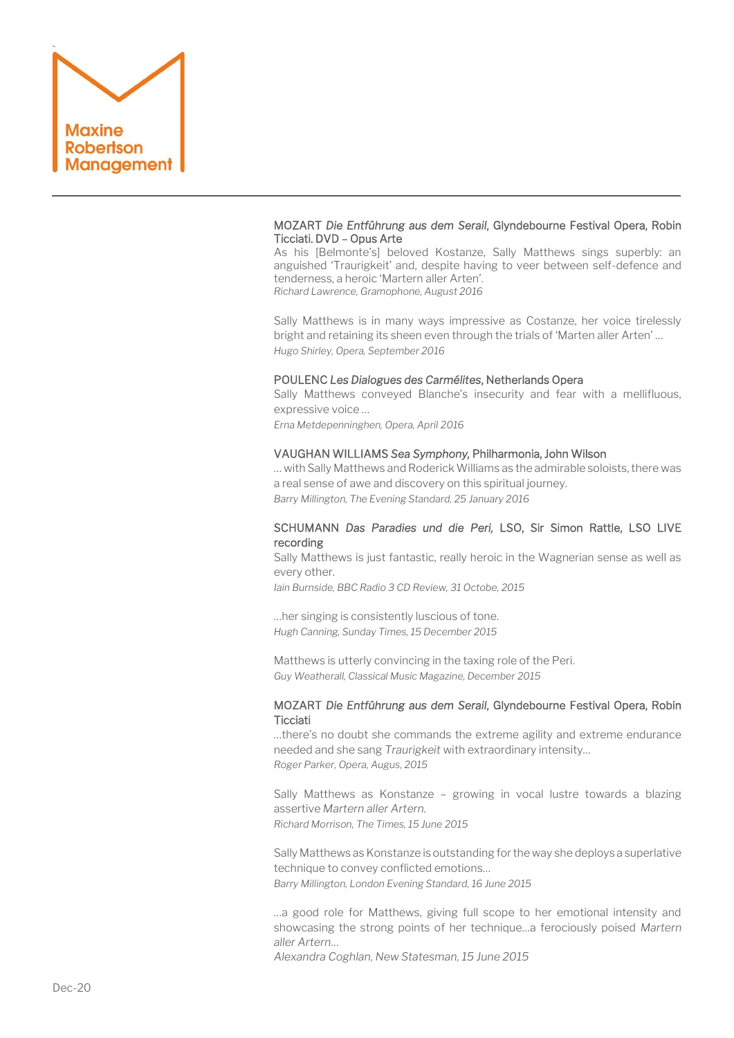MOZART *Die Entführung aus dem Serail*, Glyndebourne Festival Opera, Robin Ticciati. DVD – Opus Arte

As his [Belmonte's] beloved Kostanze, Sally Matthews sings superbly: an anguished 'Traurigkeit' and, despite having to veer between self-defence and tenderness, a heroic 'Martern aller Arten'.
*Richard Lawrence, Gramophone, August 2016*

Sally Matthews is in many ways impressive as Costanze, her voice tirelessly bright and retaining its sheen even through the trials of 'Marten aller Arten' …
*Hugo Shirley, Opera, September 2016*

POULENC *Les Dialogues des Carmélites*, Netherlands Opera

Sally Matthews conveyed Blanche's insecurity and fear with a mellifluous, expressive voice …
*Erna Metdepenninghen, Opera, April 2016*

VAUGHAN WILLIAMS *Sea Symphony,* Philharmonia, John Wilson

… with Sally Matthews and Roderick Williams as the admirable soloists, there was a real sense of awe and discovery on this spiritual journey.
*Barry Millington, The Evening Standard, 25 January 2016*

SCHUMANN *Das Paradies und die Peri,* LSO, Sir Simon Rattle, LSO LIVE recording

Sally Matthews is just fantastic, really heroic in the Wagnerian sense as well as every other.
*Iain Burnside, BBC Radio 3 CD Review, 31 Octobe, 2015*

…her singing is consistently luscious of tone.
*Hugh Canning, Sunday Times, 15 December 2015*

Matthews is utterly convincing in the taxing role of the Peri.
*Guy Weatherall, Classical Music Magazine, December 2015*

MOZART *Die Entführung aus dem Serail*, Glyndebourne Festival Opera, Robin Ticciati

…there's no doubt she commands the extreme agility and extreme endurance needed and she sang *Traurigkeit* with extraordinary intensity…
*Roger Parker, Opera, Augus, 2015*

Sally Matthews as Konstanze – growing in vocal lustre towards a blazing assertive *Martern aller Artern.*
*Richard Morrison, The Times, 15 June 2015*

Sally Matthews as Konstanze is outstanding for the way she deploys a superlative technique to convey conflicted emotions…
*Barry Millington, London Evening Standard, 16 June 2015*

…a good role for Matthews, giving full scope to her emotional intensity and showcasing the strong points of her technique…a ferociously poised *Martern aller Artern…*
*Alexandra Coghlan, New Statesman, 15 June 2015*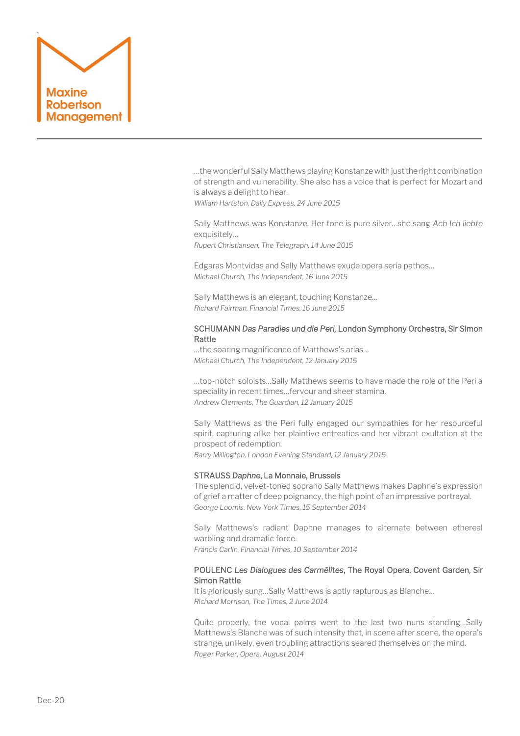…the wonderful Sally Matthews playing Konstanze with just the right combination of strength and vulnerability. She also has a voice that is perfect for Mozart and is always a delight to hear.
*William Hartston, Daily Express, 24 June 2015*

Sally Matthews was Konstanze. Her tone is pure silver…she sang *Ach Ich liebte* exquisitely…
*Rupert Christiansen, The Telegraph, 14 June 2015*

Edgaras Montvidas and Sally Matthews exude opera seria pathos…
*Michael Church, The Independent, 16 June 2015*

Sally Matthews is an elegant, touching Konstanze…
*Richard Fairman, Financial Times, 16 June 2015*

SCHUMANN *Das Paradies und die Peri,* London Symphony Orchestra, Sir Simon Rattle
…the soaring magnificence of Matthews's arias…
*Michael Church, The Independent, 12 January 2015*

…top-notch soloists…Sally Matthews seems to have made the role of the Peri a speciality in recent times…fervour and sheer stamina.
*Andrew Clements, The Guardian, 12 January 2015*

Sally Matthews as the Peri fully engaged our sympathies for her resourceful spirit, capturing alike her plaintive entreaties and her vibrant exultation at the prospect of redemption.
*Barry Millington, London Evening Standard, 12 January 2015*

STRAUSS *Daphne*, La Monnaie, Brussels
The splendid, velvet-toned soprano Sally Matthews makes Daphne's expression of grief a matter of deep poignancy, the high point of an impressive portrayal.
*George Loomis. New York Times, 15 September 2014*

Sally Matthews's radiant Daphne manages to alternate between ethereal warbling and dramatic force.
*Francis Carlin, Financial Times, 10 September 2014*

POULENC *Les Dialogues des Carmélites*, The Royal Opera, Covent Garden, Sir Simon Rattle
It is gloriously sung…Sally Matthews is aptly rapturous as Blanche…
*Richard Morrison, The Times, 2 June 2014*

Quite properly, the vocal palms went to the last two nuns standing…Sally Matthews's Blanche was of such intensity that, in scene after scene, the opera's strange, unlikely, even troubling attractions seared themselves on the mind.
*Roger Parker, Opera, August 2014*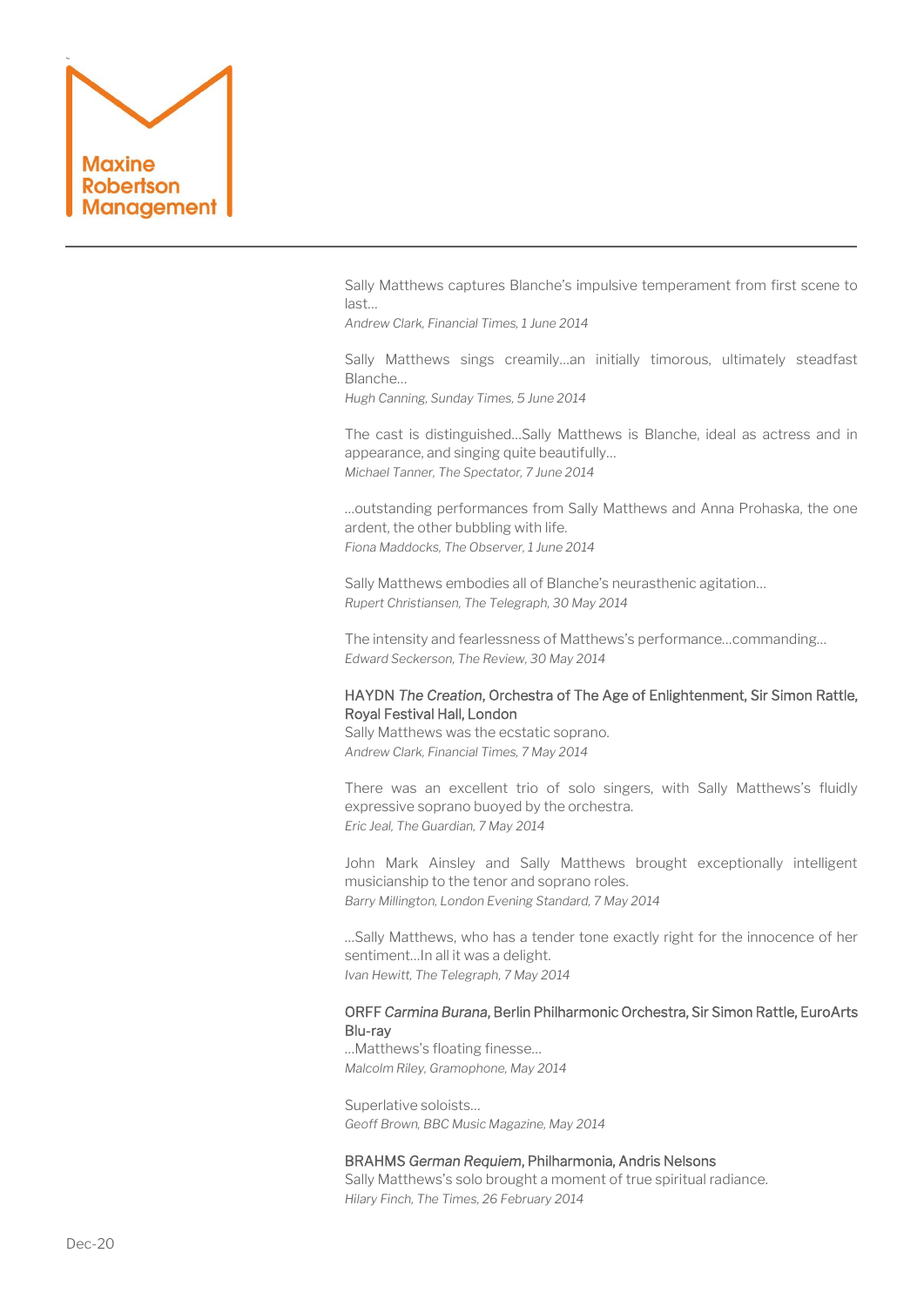Sally Matthews captures Blanche's impulsive temperament from first scene to last…
*Andrew Clark, Financial Times, 1 June 2014*

Sally Matthews sings creamily…an initially timorous, ultimately steadfast Blanche…
*Hugh Canning, Sunday Times, 5 June 2014*

The cast is distinguished…Sally Matthews is Blanche, ideal as actress and in appearance, and singing quite beautifully…
*Michael Tanner, The Spectator, 7 June 2014*

…outstanding performances from Sally Matthews and Anna Prohaska, the one ardent, the other bubbling with life.
*Fiona Maddocks, The Observer, 1 June 2014*

Sally Matthews embodies all of Blanche's neurasthenic agitation…
*Rupert Christiansen, The Telegraph, 30 May 2014*

The intensity and fearlessness of Matthews's performance…commanding…
*Edward Seckerson, The Review, 30 May 2014*

HAYDN *The Creation*, Orchestra of The Age of Enlightenment, Sir Simon Rattle, Royal Festival Hall, London
Sally Matthews was the ecstatic soprano.
*Andrew Clark, Financial Times, 7 May 2014*

There was an excellent trio of solo singers, with Sally Matthews's fluidly expressive soprano buoyed by the orchestra.
*Eric Jeal, The Guardian, 7 May 2014*

John Mark Ainsley and Sally Matthews brought exceptionally intelligent musicianship to the tenor and soprano roles.
*Barry Millington, London Evening Standard, 7 May 2014*

…Sally Matthews, who has a tender tone exactly right for the innocence of her sentiment…In all it was a delight.
*Ivan Hewitt, The Telegraph, 7 May 2014*

ORFF *Carmina Burana*, Berlin Philharmonic Orchestra, Sir Simon Rattle, EuroArts Blu-ray
…Matthews's floating finesse…
*Malcolm Riley, Gramophone, May 2014*

Superlative soloists…
*Geoff Brown, BBC Music Magazine, May 2014*

BRAHMS *German Requiem*, Philharmonia, Andris Nelsons
Sally Matthews's solo brought a moment of true spiritual radiance.
*Hilary Finch, The Times, 26 February 2014*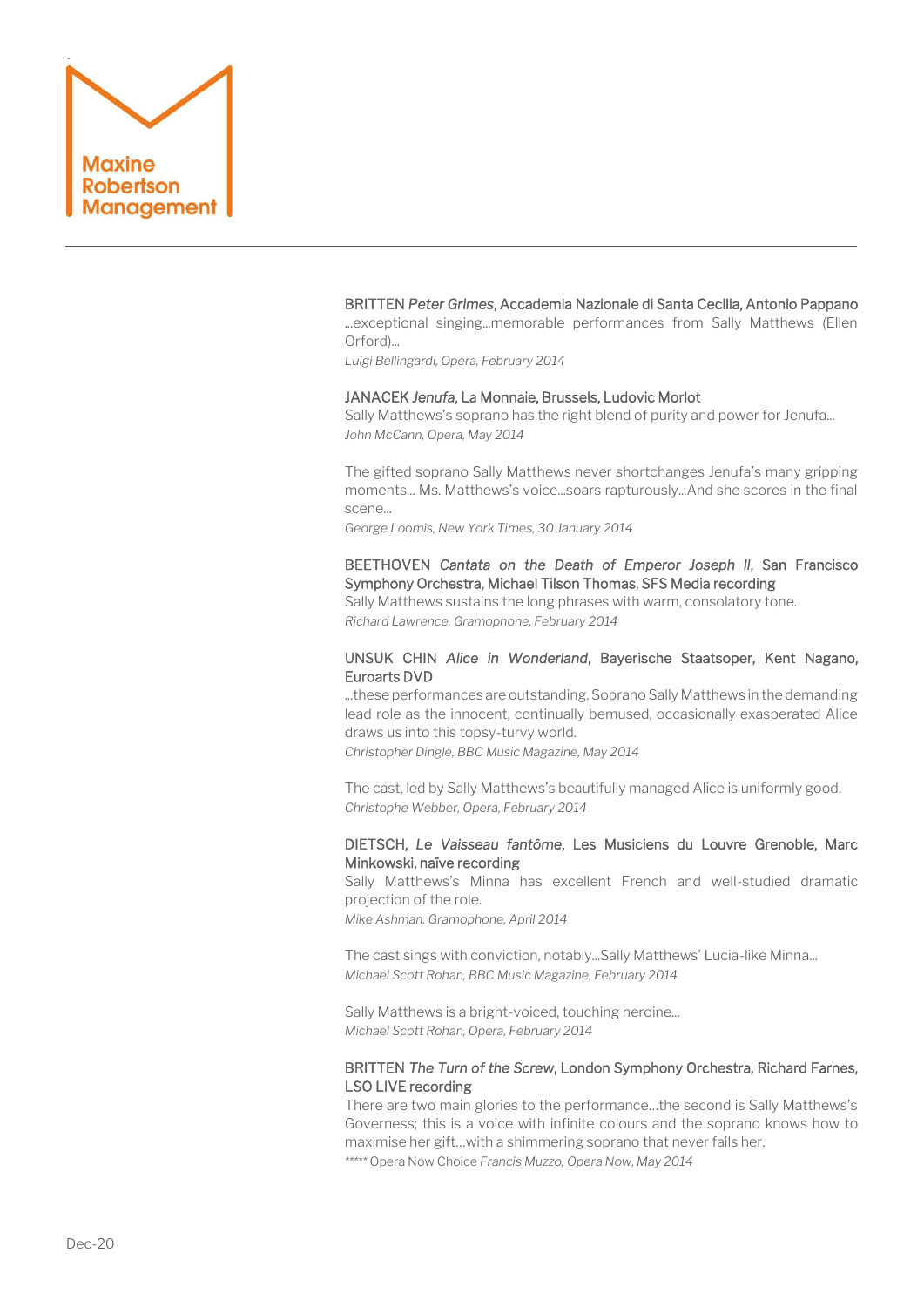BRITTEN *Peter Grimes*, Accademia Nazionale di Santa Cecilia, Antonio Pappano
...exceptional singing...memorable performances from Sally Matthews (Ellen Orford)...
*Luigi Bellingardi, Opera, February 2014*

JANACEK *Jenufa*, La Monnaie, Brussels, Ludovic Morlot
Sally Matthews's soprano has the right blend of purity and power for Jenufa...
*John McCann, Opera, May 2014*

The gifted soprano Sally Matthews never shortchanges Jenufa's many gripping moments... Ms. Matthews's voice...soars rapturously...And she scores in the final scene...
*George Loomis, New York Times, 30 January 2014*

BEETHOVEN *Cantata on the Death of Emperor Joseph II*, San Francisco Symphony Orchestra, Michael Tilson Thomas, SFS Media recording
Sally Matthews sustains the long phrases with warm, consolatory tone.
*Richard Lawrence, Gramophone, February 2014*

UNSUK CHIN *Alice in Wonderland*, Bayerische Staatsoper, Kent Nagano, Euroarts DVD
...these performances are outstanding. Soprano Sally Matthews in the demanding lead role as the innocent, continually bemused, occasionally exasperated Alice draws us into this topsy-turvy world.
*Christopher Dingle, BBC Music Magazine, May 2014*

The cast, led by Sally Matthews's beautifully managed Alice is uniformly good.
*Christophe Webber, Opera, February 2014*

DIETSCH, *Le Vaisseau fantôme*, Les Musiciens du Louvre Grenoble, Marc Minkowski, naïve recording
Sally Matthews's Minna has excellent French and well-studied dramatic projection of the role.
*Mike Ashman. Gramophone, April 2014*

The cast sings with conviction, notably...Sally Matthews' Lucia-like Minna...
*Michael Scott Rohan, BBC Music Magazine, February 2014*

Sally Matthews is a bright-voiced, touching heroine...
*Michael Scott Rohan, Opera, February 2014*

BRITTEN *The Turn of the Screw*, London Symphony Orchestra, Richard Farnes, LSO LIVE recording
There are two main glories to the performance...the second is Sally Matthews's Governess; this is a voice with infinite colours and the soprano knows how to maximise her gift...with a shimmering soprano that never fails her.
***** Opera Now Choice *Francis Muzzo, Opera Now, May 2014*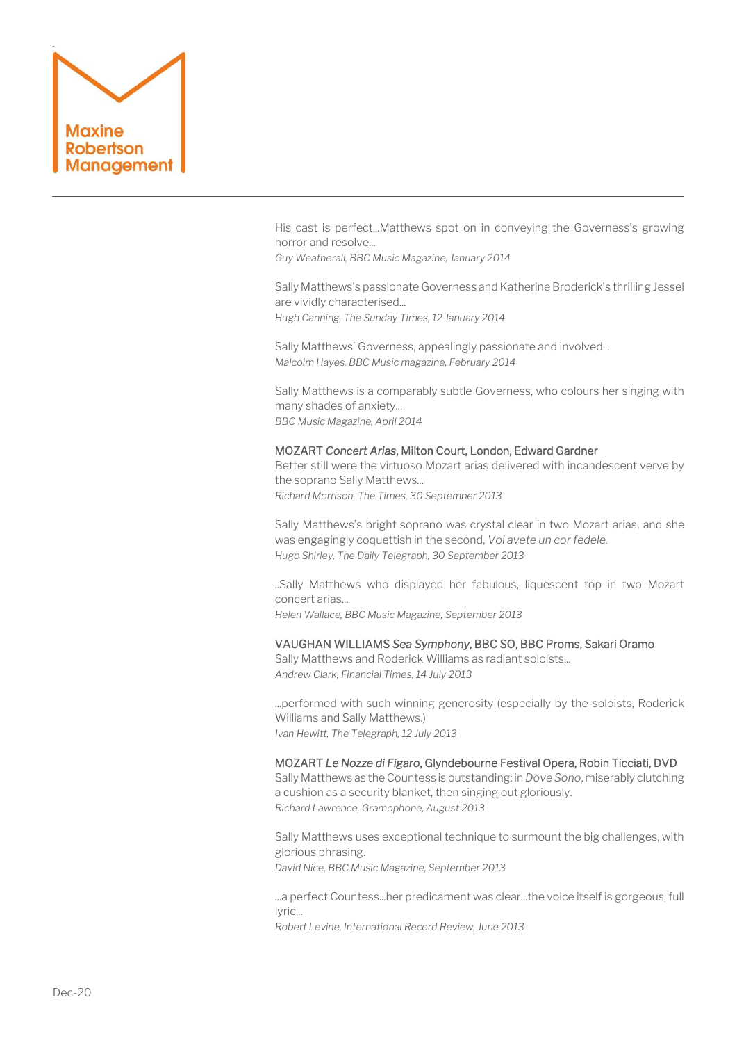His cast is perfect…Matthews spot on in conveying the Governess's growing horror and resolve…
*Guy Weatherall, BBC Music Magazine, January 2014*

Sally Matthews's passionate Governess and Katherine Broderick's thrilling Jessel are vividly characterised…
*Hugh Canning, The Sunday Times, 12 January 2014*

Sally Matthews' Governess, appealingly passionate and involved…
*Malcolm Hayes, BBC Music magazine, February 2014*

Sally Matthews is a comparably subtle Governess, who colours her singing with many shades of anxiety…
*BBC Music Magazine, April 2014*

MOZART *Concert Arias*, Milton Court, London, Edward Gardner
Better still were the virtuoso Mozart arias delivered with incandescent verve by the soprano Sally Matthews…
*Richard Morrison, The Times, 30 September 2013*

Sally Matthews's bright soprano was crystal clear in two Mozart arias, and she was engagingly coquettish in the second, *Voi avete un cor fedele.*
*Hugo Shirley, The Daily Telegraph, 30 September 2013*

..Sally Matthews who displayed her fabulous, liquescent top in two Mozart concert arias…
*Helen Wallace, BBC Music Magazine, September 2013*

VAUGHAN WILLIAMS *Sea Symphony*, BBC SO, BBC Proms, Sakari Oramo
Sally Matthews and Roderick Williams as radiant soloists…
*Andrew Clark, Financial Times, 14 July 2013*

…performed with such winning generosity (especially by the soloists, Roderick Williams and Sally Matthews.)
*Ivan Hewitt, The Telegraph, 12 July 2013*

MOZART *Le Nozze di Figaro*, Glyndebourne Festival Opera, Robin Ticciati, DVD
Sally Matthews as the Countess is outstanding: in *Dove Sono*, miserably clutching a cushion as a security blanket, then singing out gloriously.
*Richard Lawrence, Gramophone, August 2013*

Sally Matthews uses exceptional technique to surmount the big challenges, with glorious phrasing.
*David Nice, BBC Music Magazine, September 2013*

…a perfect Countess…her predicament was clear…the voice itself is gorgeous, full lyric…
*Robert Levine, International Record Review, June 2013*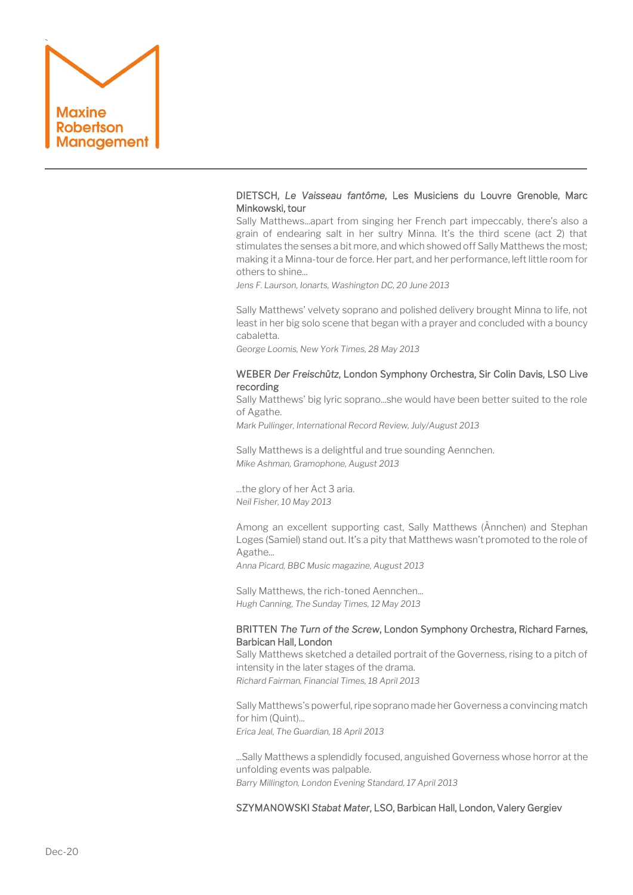DIETSCH, *Le Vaisseau fantôme*, Les Musiciens du Louvre Grenoble, Marc Minkowski, tour

Sally Matthews...apart from singing her French part impeccably, there's also a grain of endearing salt in her sultry Minna. It's the third scene (act 2) that stimulates the senses a bit more, and which showed off Sally Matthews the most; making it a Minna-tour de force. Her part, and her performance, left little room for others to shine...

*Jens F. Laurson, Ionarts, Washington DC, 20 June 2013*

Sally Matthews' velvety soprano and polished delivery brought Minna to life, not least in her big solo scene that began with a prayer and concluded with a bouncy cabaletta.

*George Loomis, New York Times, 28 May 2013*

WEBER *Der Freischütz*, London Symphony Orchestra, Sir Colin Davis, LSO Live recording

Sally Matthews' big lyric soprano...she would have been better suited to the role of Agathe.

*Mark Pullinger, International Record Review, July/August 2013*

Sally Matthews is a delightful and true sounding Aennchen.

*Mike Ashman, Gramophone, August 2013*

...the glory of her Act 3 aria.

*Neil Fisher, 10 May 2013*

Among an excellent supporting cast, Sally Matthews (Ännchen) and Stephan Loges (Samiel) stand out. It's a pity that Matthews wasn't promoted to the role of Agathe...

*Anna Picard, BBC Music magazine, August 2013*

Sally Matthews, the rich-toned Aennchen...

*Hugh Canning, The Sunday Times, 12 May 2013*

BRITTEN *The Turn of the Screw*, London Symphony Orchestra, Richard Farnes, Barbican Hall, London

Sally Matthews sketched a detailed portrait of the Governess, rising to a pitch of intensity in the later stages of the drama.

*Richard Fairman, Financial Times, 18 April 2013*

Sally Matthews's powerful, ripe soprano made her Governess a convincing match for him (Quint)...

*Erica Jeal, The Guardian, 18 April 2013*

...Sally Matthews a splendidly focused, anguished Governess whose horror at the unfolding events was palpable.

*Barry Millington, London Evening Standard, 17 April 2013*

SZYMANOWSKI *Stabat Mater*, LSO, Barbican Hall, London, Valery Gergiev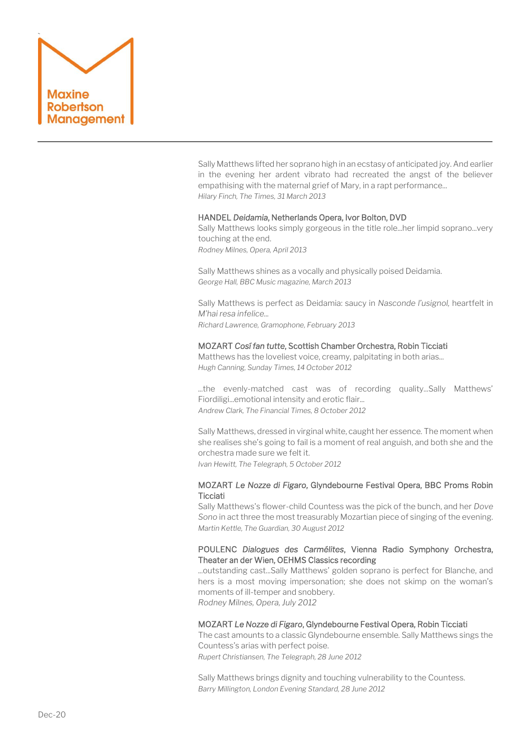Sally Matthews lifted her soprano high in an ecstasy of anticipated joy. And earlier in the evening her ardent vibrato had recreated the angst of the believer empathising with the maternal grief of Mary, in a rapt performance...
*Hilary Finch, The Times, 31 March 2013*

HANDEL *Deidamia*, Netherlands Opera, Ivor Bolton, DVD
Sally Matthews looks simply gorgeous in the title role...her limpid soprano...very touching at the end.
*Rodney Milnes, Opera, April 2013*

Sally Matthews shines as a vocally and physically poised Deidamia.
*George Hall, BBC Music magazine, March 2013*

Sally Matthews is perfect as Deidamia: saucy in *Nasconde l'usignol,* heartfelt in *M'hai resa infelice...*
*Richard Lawrence, Gramophone, February 2013*

MOZART *Cosí fan tutte*, Scottish Chamber Orchestra, Robin Ticciati
Matthews has the loveliest voice, creamy, palpitating in both arias...
*Hugh Canning, Sunday Times, 14 October 2012*

...the evenly-matched cast was of recording quality...Sally Matthews' Fiordiligi...emotional intensity and erotic flair...
*Andrew Clark, The Financial Times, 8 October 2012*

Sally Matthews, dressed in virginal white, caught her essence. The moment when she realises she's going to fail is a moment of real anguish, and both she and the orchestra made sure we felt it.
*Ivan Hewitt, The Telegraph, 5 October 2012*

MOZART *Le Nozze di Figaro*, Glyndebourne Festival Opera, BBC Proms Robin Ticciati
Sally Matthews's flower-child Countess was the pick of the bunch, and her *Dove Sono* in act three the most treasurably Mozartian piece of singing of the evening.
*Martin Kettle, The Guardian, 30 August 2012*

POULENC *Dialogues des Carmélites*, Vienna Radio Symphony Orchestra, Theater an der Wien, OEHMS Classics recording
...outstanding cast...Sally Matthews' golden soprano is perfect for Blanche, and hers is a most moving impersonation; she does not skimp on the woman's moments of ill-temper and snobbery.
*Rodney Milnes, Opera, July 2012*

MOZART *Le Nozze di Figaro*, Glyndebourne Festival Opera, Robin Ticciati
The cast amounts to a classic Glyndebourne ensemble. Sally Matthews sings the Countess's arias with perfect poise.
*Rupert Christiansen, The Telegraph, 28 June 2012*

Sally Matthews brings dignity and touching vulnerability to the Countess.
*Barry Millington, London Evening Standard, 28 June 2012*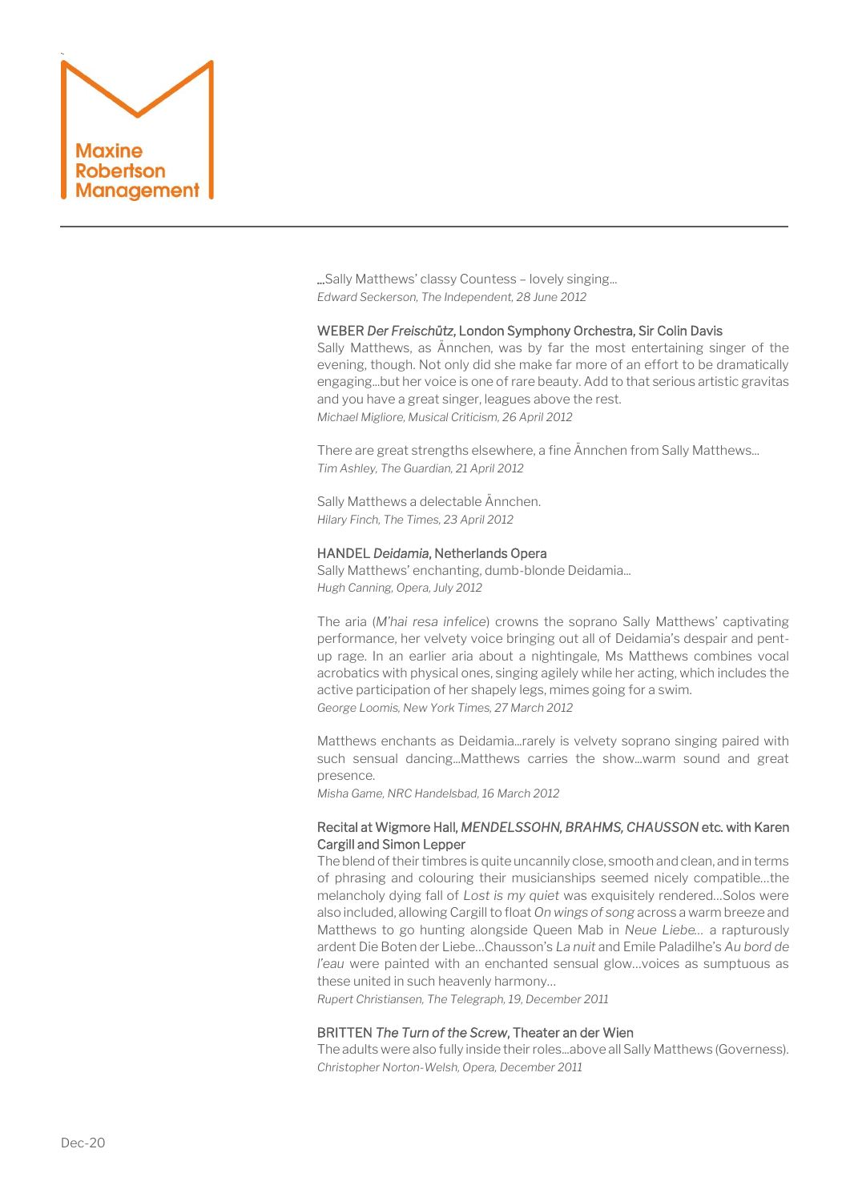…Sally Matthews' classy Countess – lovely singing…
*Edward Seckerson, The Independent, 28 June 2012*

### WEBER *Der Freischütz*, London Symphony Orchestra, Sir Colin Davis

Sally Matthews, as Ännchen, was by far the most entertaining singer of the evening, though. Not only did she make far more of an effort to be dramatically engaging…but her voice is one of rare beauty. Add to that serious artistic gravitas and you have a great singer, leagues above the rest.
*Michael Migliore, Musical Criticism, 26 April 2012*

There are great strengths elsewhere, a fine Ännchen from Sally Matthews…
*Tim Ashley, The Guardian, 21 April 2012*

Sally Matthews a delectable Ännchen.
*Hilary Finch, The Times, 23 April 2012*

### HANDEL *Deidamia*, Netherlands Opera

Sally Matthews' enchanting, dumb-blonde Deidamia…
*Hugh Canning, Opera, July 2012*

The aria (*M'hai resa infelice*) crowns the soprano Sally Matthews' captivating performance, her velvety voice bringing out all of Deidamia's despair and pent-up rage. In an earlier aria about a nightingale, Ms Matthews combines vocal acrobatics with physical ones, singing agilely while her acting, which includes the active participation of her shapely legs, mimes going for a swim.
*George Loomis, New York Times, 27 March 2012*

Matthews enchants as Deidamia…rarely is velvety soprano singing paired with such sensual dancing…Matthews carries the show…warm sound and great presence.
*Misha Game, NRC Handelsbad, 16 March 2012*

### Recital at Wigmore Hall, *MENDELSSOHN, BRAHMS, CHAUSSON* etc. with Karen Cargill and Simon Lepper

The blend of their timbres is quite uncannily close, smooth and clean, and in terms of phrasing and colouring their musicianships seemed nicely compatible…the melancholy dying fall of *Lost is my quiet* was exquisitely rendered…Solos were also included, allowing Cargill to float *On wings of song* across a warm breeze and Matthews to go hunting alongside Queen Mab in *Neue Liebe*… a rapturously ardent Die Boten der Liebe…Chausson's *La nuit* and Emile Paladilhe's *Au bord de l'eau* were painted with an enchanted sensual glow…voices as sumptuous as these united in such heavenly harmony…
*Rupert Christiansen, The Telegraph, 19, December 2011*

### BRITTEN *The Turn of the Screw*, Theater an der Wien

The adults were also fully inside their roles…above all Sally Matthews (Governess).
*Christopher Norton-Welsh, Opera, December 2011*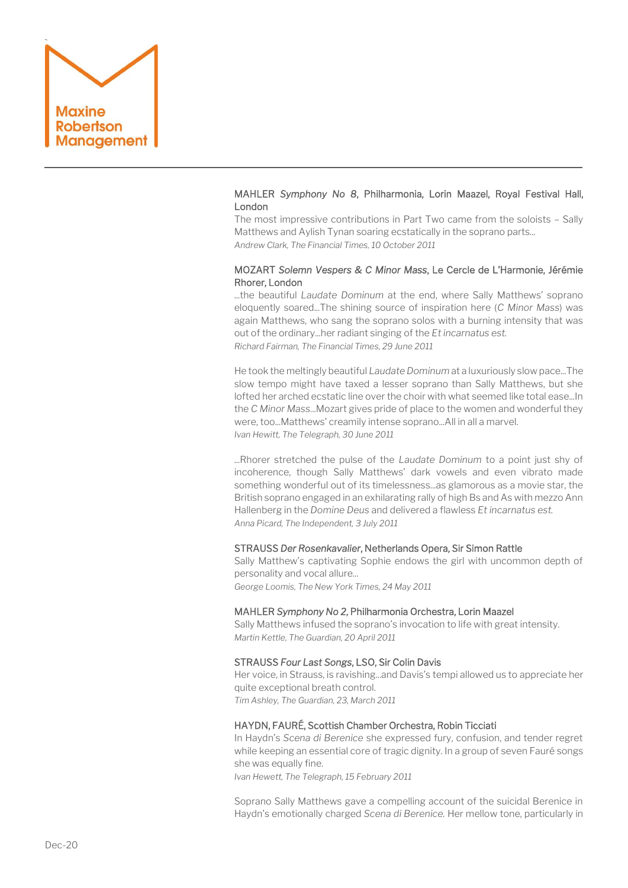**MAHLER *Symphony No 8*, Philharmonia, Lorin Maazel, Royal Festival Hall, London**

The most impressive contributions in Part Two came from the soloists – Sally Matthews and Aylish Tynan soaring ecstatically in the soprano parts...

*Andrew Clark, The Financial Times, 10 October 2011*

**MOZART *Solemn Vespers & C Minor Mass*, Le Cercle de L'Harmonie, Jérémie Rhorer, London**

...the beautiful *Laudate Dominum* at the end, where Sally Matthews' soprano eloquently soared...The shining source of inspiration here (*C Minor Mass*) was again Matthews, who sang the soprano solos with a burning intensity that was out of the ordinary...her radiant singing of the *Et incarnatus est.*

*Richard Fairman, The Financial Times, 29 June 2011*

He took the meltingly beautiful *Laudate Dominum* at a luxuriously slow pace...The slow tempo might have taxed a lesser soprano than Sally Matthews, but she lofted her arched ecstatic line over the choir with what seemed like total ease...In the *C Minor Mass*...Mozart gives pride of place to the women and wonderful they were, too...Matthews' creamily intense soprano...All in all a marvel.

*Ivan Hewitt, The Telegraph, 30 June 2011*

...Rhorer stretched the pulse of the *Laudate Dominum* to a point just shy of incoherence, though Sally Matthews' dark vowels and even vibrato made something wonderful out of its timelessness...as glamorous as a movie star, the British soprano engaged in an exhilarating rally of high Bs and As with mezzo Ann Hallenberg in the *Domine Deus* and delivered a flawless *Et incarnatus est.*

*Anna Picard, The Independent, 3 July 2011*

**STRAUSS *Der Rosenkavalier*, Netherlands Opera, Sir Simon Rattle**

Sally Matthew's captivating Sophie endows the girl with uncommon depth of personality and vocal allure...

*George Loomis, The New York Times, 24 May 2011*

**MAHLER *Symphony No 2*, Philharmonia Orchestra, Lorin Maazel**

Sally Matthews infused the soprano's invocation to life with great intensity.

*Martin Kettle, The Guardian, 20 April 2011*

**STRAUSS *Four Last Songs*, LSO, Sir Colin Davis**

Her voice, in Strauss, is ravishing...and Davis's tempi allowed us to appreciate her quite exceptional breath control.

*Tim Ashley, The Guardian, 23, March 2011*

**HAYDN, FAURÉ, Scottish Chamber Orchestra, Robin Ticciati**

In Haydn's *Scena di Berenice* she expressed fury, confusion, and tender regret while keeping an essential core of tragic dignity. In a group of seven Fauré songs she was equally fine.

*Ivan Hewett, The Telegraph, 15 February 2011*

Soprano Sally Matthews gave a compelling account of the suicidal Berenice in Haydn's emotionally charged *Scena di Berenice.* Her mellow tone, particularly in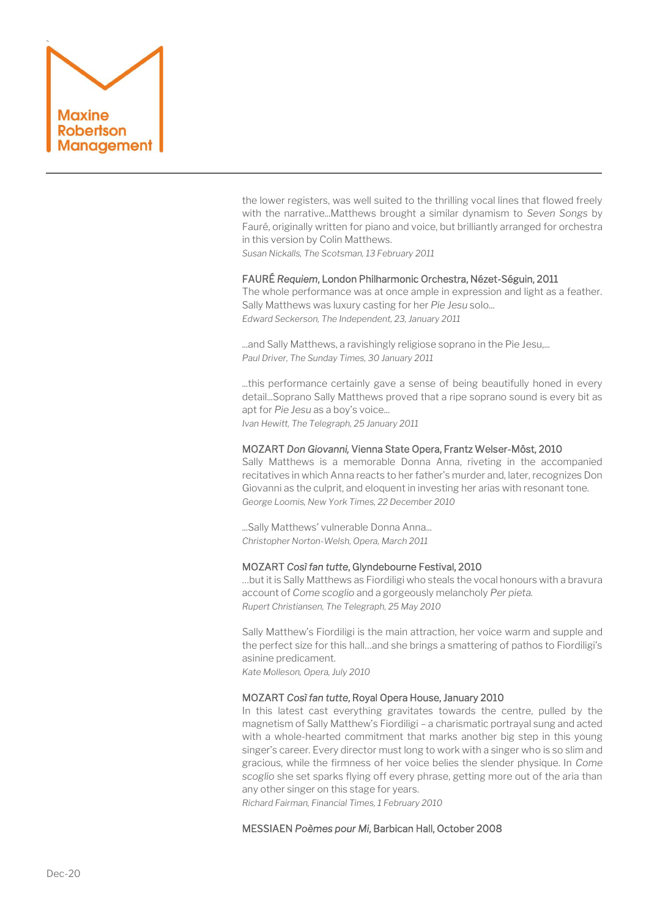the lower registers, was well suited to the thrilling vocal lines that flowed freely with the narrative...Matthews brought a similar dynamism to *Seven Songs* by Fauré, originally written for piano and voice, but brilliantly arranged for orchestra in this version by Colin Matthews.
*Susan Nickalls, The Scotsman, 13 February 2011*

FAURÉ *Requiem*, London Philharmonic Orchestra, Nézet-Séguin, 2011
The whole performance was at once ample in expression and light as a feather. Sally Matthews was luxury casting for her *Pie Jesu* solo...
*Edward Seckerson, The Independent, 23, January 2011*

...and Sally Matthews, a ravishingly religiose soprano in the Pie Jesu,...
*Paul Driver, The Sunday Times, 30 January 2011*

...this performance certainly gave a sense of being beautifully honed in every detail...Soprano Sally Matthews proved that a ripe soprano sound is every bit as apt for *Pie Jesu* as a boy's voice...
*Ivan Hewitt, The Telegraph, 25 January 2011*

MOZART *Don Giovanni,* Vienna State Opera, Frantz Welser-Möst, 2010
Sally Matthews is a memorable Donna Anna, riveting in the accompanied recitatives in which Anna reacts to her father's murder and, later, recognizes Don Giovanni as the culprit, and eloquent in investing her arias with resonant tone.
*George Loomis, New York Times, 22 December 2010*

...Sally Matthews' vulnerable Donna Anna...
*Christopher Norton-Welsh, Opera, March 2011*

MOZART *Così fan tutte*, Glyndebourne Festival, 2010
...but it is Sally Matthews as Fiordiligi who steals the vocal honours with a bravura account of *Come scoglio* and a gorgeously melancholy *Per pieta.*
*Rupert Christiansen, The Telegraph, 25 May 2010*

Sally Matthew's Fiordiligi is the main attraction, her voice warm and supple and the perfect size for this hall...and she brings a smattering of pathos to Fiordiligi's asinine predicament.
*Kate Molleson, Opera, July 2010*

MOZART *Così fan tutte*, Royal Opera House, January 2010
In this latest cast everything gravitates towards the centre, pulled by the magnetism of Sally Matthew's Fiordiligi – a charismatic portrayal sung and acted with a whole-hearted commitment that marks another big step in this young singer's career. Every director must long to work with a singer who is so slim and gracious, while the firmness of her voice belies the slender physique. In *Come scoglio* she set sparks flying off every phrase, getting more out of the aria than any other singer on this stage for years.
*Richard Fairman, Financial Times, 1 February 2010*

MESSIAEN *Poèmes pour Mi*, Barbican Hall, October 2008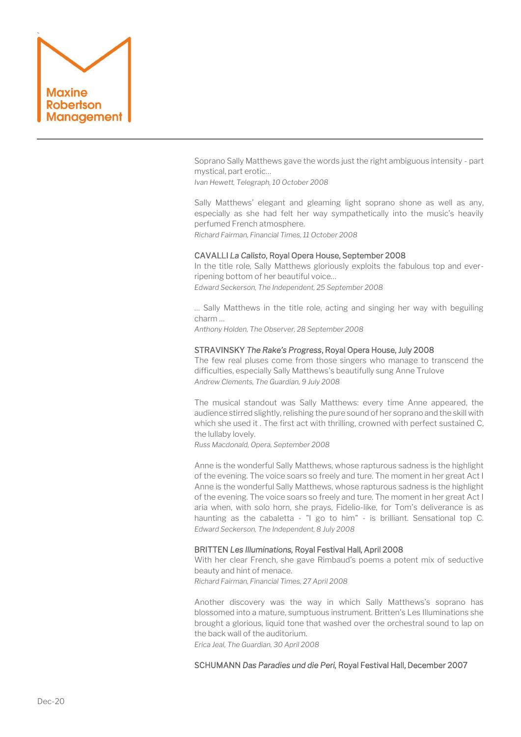Soprano Sally Matthews gave the words just the right ambiguous intensity - part mystical, part erotic…
*Ivan Hewett, Telegraph, 10 October 2008*

Sally Matthews' elegant and gleaming light soprano shone as well as any, especially as she had felt her way sympathetically into the music's heavily perfumed French atmosphere.
*Richard Fairman, Financial Times, 11 October 2008*

### CAVALLI *La Calisto*, Royal Opera House, September 2008

In the title role, Sally Matthews gloriously exploits the fabulous top and ever-ripening bottom of her beautiful voice…
*Edward Seckerson, The Independent, 25 September 2008*

… Sally Matthews in the title role, acting and singing her way with beguiling charm …
*Anthony Holden, The Observer, 28 September 2008*

### STRAVINSKY *The Rake's Progress*, Royal Opera House, July 2008

The few real pluses come from those singers who manage to transcend the difficulties, especially Sally Matthews's beautifully sung Anne Trulove
*Andrew Clements, The Guardian, 9 July 2008*

The musical standout was Sally Matthews: every time Anne appeared, the audience stirred slightly, relishing the pure sound of her soprano and the skill with which she used it . The first act with thrilling, crowned with perfect sustained C, the lullaby lovely.
*Russ Macdonald, Opera, September 2008*

Anne is the wonderful Sally Matthews, whose rapturous sadness is the highlight of the evening. The voice soars so freely and ture. The moment in her great Act I Anne is the wonderful Sally Matthews, whose rapturous sadness is the highlight of the evening. The voice soars so freely and ture. The moment in her great Act I aria when, with solo horn, she prays, Fidelio-like, for Tom's deliverance is as haunting as the cabaletta - "I go to him" - is brilliant. Sensational top C.
*Edward Seckerson, The Independent, 8 July 2008*

### BRITTEN *Les Illuminations,* Royal Festival Hall, April 2008

With her clear French, she gave Rimbaud's poems a potent mix of seductive beauty and hint of menace.
*Richard Fairman, Financial Times, 27 April 2008*

Another discovery was the way in which Sally Matthews's soprano has blossomed into a mature, sumptuous instrument. Britten's Les Illuminations she brought a glorious, liquid tone that washed over the orchestral sound to lap on the back wall of the auditorium.
*Erica Jeal, The Guardian, 30 April 2008*

### SCHUMANN *Das Paradies und die Peri,* Royal Festival Hall, December 2007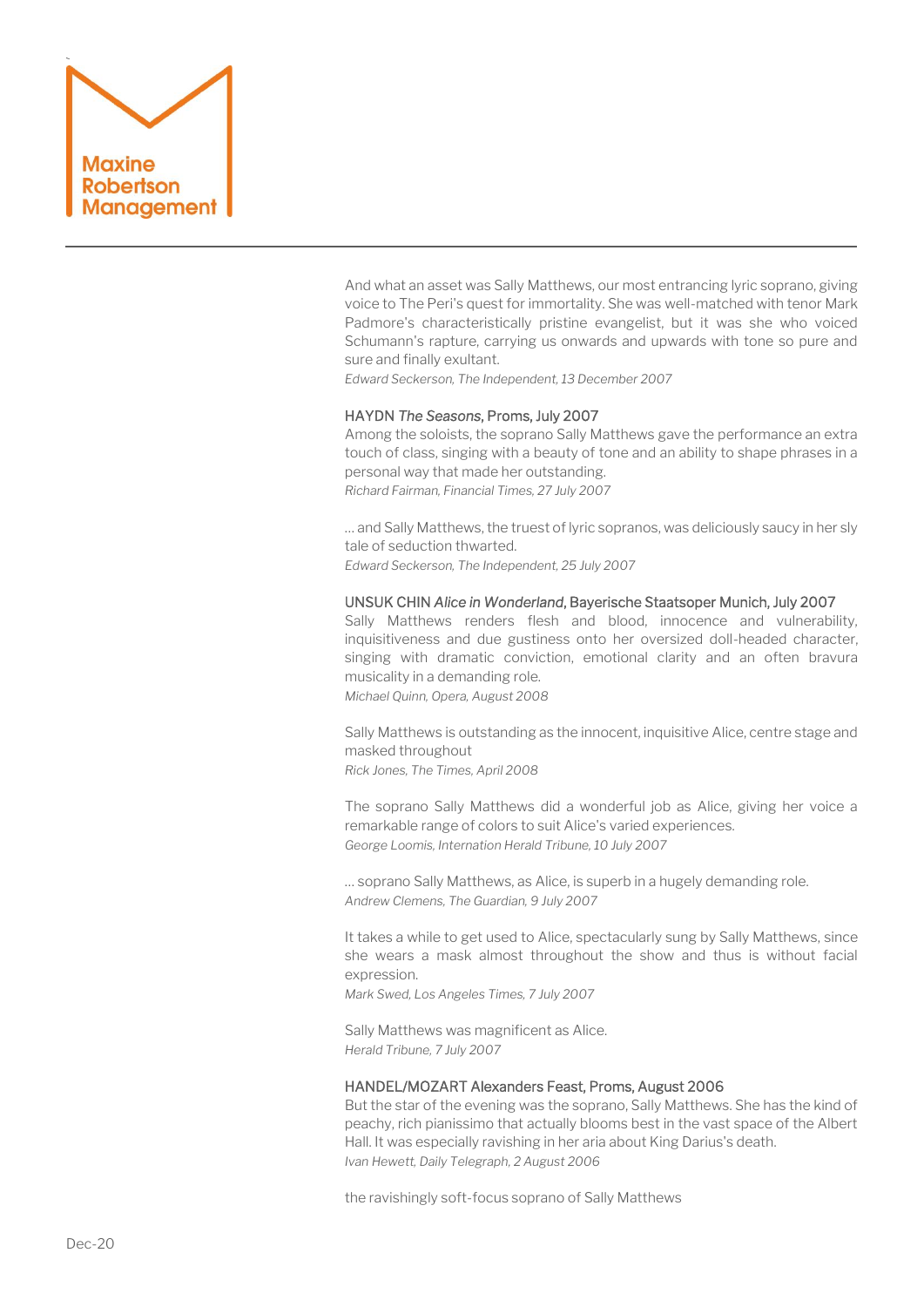And what an asset was Sally Matthews, our most entrancing lyric soprano, giving voice to The Peri's quest for immortality. She was well-matched with tenor Mark Padmore's characteristically pristine evangelist, but it was she who voiced Schumann's rapture, carrying us onwards and upwards with tone so pure and sure and finally exultant.
*Edward Seckerson, The Independent, 13 December 2007*

### HAYDN *The Seasons*, Proms, July 2007

Among the soloists, the soprano Sally Matthews gave the performance an extra touch of class, singing with a beauty of tone and an ability to shape phrases in a personal way that made her outstanding.
*Richard Fairman, Financial Times, 27 July 2007*

… and Sally Matthews, the truest of lyric sopranos, was deliciously saucy in her sly tale of seduction thwarted.
*Edward Seckerson, The Independent, 25 July 2007*

### UNSUK CHIN *Alice in Wonderland*, Bayerische Staatsoper Munich, July 2007

Sally Matthews renders flesh and blood, innocence and vulnerability, inquisitiveness and due gustiness onto her oversized doll-headed character, singing with dramatic conviction, emotional clarity and an often bravura musicality in a demanding role.
*Michael Quinn, Opera, August 2008*

Sally Matthews is outstanding as the innocent, inquisitive Alice, centre stage and masked throughout
*Rick Jones, The Times, April 2008*

The soprano Sally Matthews did a wonderful job as Alice, giving her voice a remarkable range of colors to suit Alice's varied experiences.
*George Loomis, Internation Herald Tribune, 10 July 2007*

… soprano Sally Matthews, as Alice, is superb in a hugely demanding role.
*Andrew Clemens, The Guardian, 9 July 2007*

It takes a while to get used to Alice, spectacularly sung by Sally Matthews, since she wears a mask almost throughout the show and thus is without facial expression.
*Mark Swed, Los Angeles Times, 7 July 2007*

Sally Matthews was magnificent as Alice.
*Herald Tribune, 7 July 2007*

### HANDEL/MOZART Alexanders Feast, Proms, August 2006

But the star of the evening was the soprano, Sally Matthews. She has the kind of peachy, rich pianissimo that actually blooms best in the vast space of the Albert Hall. It was especially ravishing in her aria about King Darius's death.
*Ivan Hewett, Daily Telegraph, 2 August 2006*

the ravishingly soft-focus soprano of Sally Matthews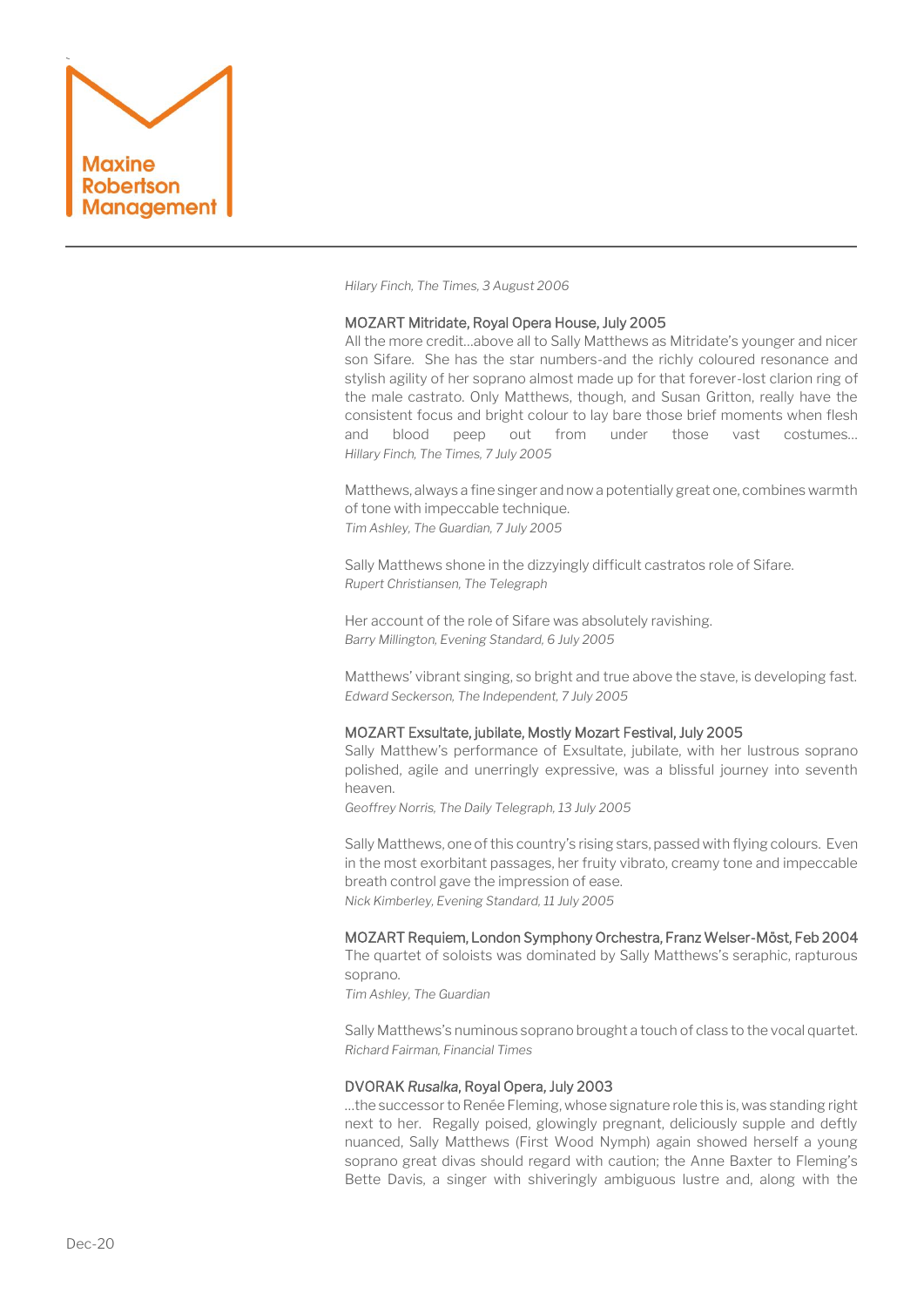*Hilary Finch, The Times, 3 August 2006*

### MOZART Mitridate, Royal Opera House, July 2005

All the more credit…above all to Sally Matthews as Mitridate's younger and nicer son Sifare. She has the star numbers-and the richly coloured resonance and stylish agility of her soprano almost made up for that forever-lost clarion ring of the male castrato. Only Matthews, though, and Susan Gritton, really have the consistent focus and bright colour to lay bare those brief moments when flesh and blood peep out from under those vast costumes…
*Hillary Finch, The Times, 7 July 2005*

Matthews, always a fine singer and now a potentially great one, combines warmth of tone with impeccable technique.
*Tim Ashley, The Guardian, 7 July 2005*

Sally Matthews shone in the dizzyingly difficult castratos role of Sifare.
*Rupert Christiansen, The Telegraph*

Her account of the role of Sifare was absolutely ravishing.
*Barry Millington, Evening Standard, 6 July 2005*

Matthews' vibrant singing, so bright and true above the stave, is developing fast.
*Edward Seckerson, The Independent, 7 July 2005*

### MOZART Exsultate, jubilate, Mostly Mozart Festival, July 2005

Sally Matthew's performance of Exsultate, jubilate, with her lustrous soprano polished, agile and unerringly expressive, was a blissful journey into seventh heaven.
*Geoffrey Norris, The Daily Telegraph, 13 July 2005*

Sally Matthews, one of this country's rising stars, passed with flying colours. Even in the most exorbitant passages, her fruity vibrato, creamy tone and impeccable breath control gave the impression of ease.
*Nick Kimberley, Evening Standard, 11 July 2005*

### MOZART Requiem, London Symphony Orchestra, Franz Welser-Möst, Feb 2004

The quartet of soloists was dominated by Sally Matthews's seraphic, rapturous soprano.
*Tim Ashley, The Guardian*

Sally Matthews's numinous soprano brought a touch of class to the vocal quartet.
*Richard Fairman, Financial Times*

### DVORAK *Rusalka*, Royal Opera, July 2003

…the successor to Renée Fleming, whose signature role this is, was standing right next to her. Regally poised, glowingly pregnant, deliciously supple and deftly nuanced, Sally Matthews (First Wood Nymph) again showed herself a young soprano great divas should regard with caution; the Anne Baxter to Fleming's Bette Davis, a singer with shiveringly ambiguous lustre and, along with the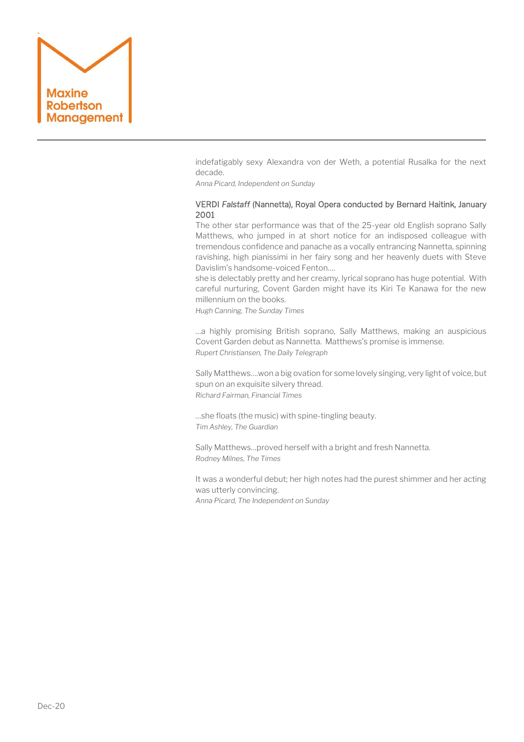indefatigably sexy Alexandra von der Weth, a potential Rusalka for the next decade.
*Anna Picard, Independent on Sunday*

VERDI *Falstaff* (Nannetta), Royal Opera conducted by Bernard Haitink, January 2001

The other star performance was that of the 25-year old English soprano Sally Matthews, who jumped in at short notice for an indisposed colleague with tremendous confidence and panache as a vocally entrancing Nannetta, spinning ravishing, high pianissimi in her fairy song and her heavenly duets with Steve Davislim's handsome-voiced Fenton….
she is delectably pretty and her creamy, lyrical soprano has huge potential. With careful nurturing, Covent Garden might have its Kiri Te Kanawa for the new millennium on the books.
*Hugh Canning, The Sunday Times*

…a highly promising British soprano, Sally Matthews, making an auspicious Covent Garden debut as Nannetta. Matthews's promise is immense.
*Rupert Christiansen, The Daily Telegraph*

Sally Matthews….won a big ovation for some lovely singing, very light of voice, but spun on an exquisite silvery thread.
*Richard Fairman, Financial Times*

…she floats (the music) with spine-tingling beauty.
*Tim Ashley, The Guardian*

Sally Matthews…proved herself with a bright and fresh Nannetta.
*Rodney Milnes, The Times*

It was a wonderful debut; her high notes had the purest shimmer and her acting was utterly convincing.
*Anna Picard, The Independent on Sunday*